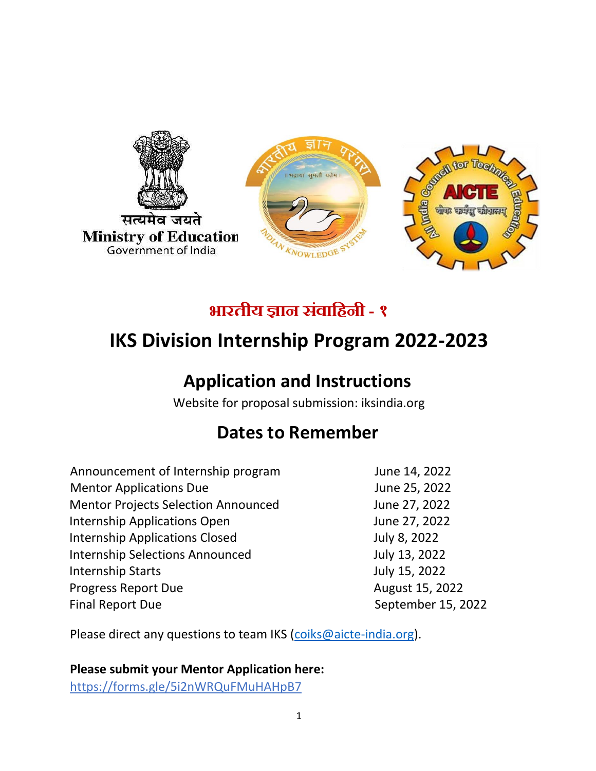सत्यमेव जयते
Ministry of Education
Government of India

# भारतीय ज्ञान संवाहिनी - १

# IKS Division Internship Program 2022-2023

## Application and Instructions

Website for proposal submission: iksindia.org

## Dates to Remember

| | |
|---|---|
| Announcement of Internship program | June 14, 2022 |
| Mentor Applications Due | June 25, 2022 |
| Mentor Projects Selection Announced | June 27, 2022 |
| Internship Applications Open | June 27, 2022 |
| Internship Applications Closed | July 8, 2022 |
| Internship Selections Announced | July 13, 2022 |
| Internship Starts | July 15, 2022 |
| Progress Report Due | August 15, 2022 |
| Final Report Due | September 15, 2022 |

Please direct any questions to team IKS (coiks@aicte-india.org).

**Please submit your Mentor Application here:**
https://forms.gle/5i2nWRQuFMuHAHpB7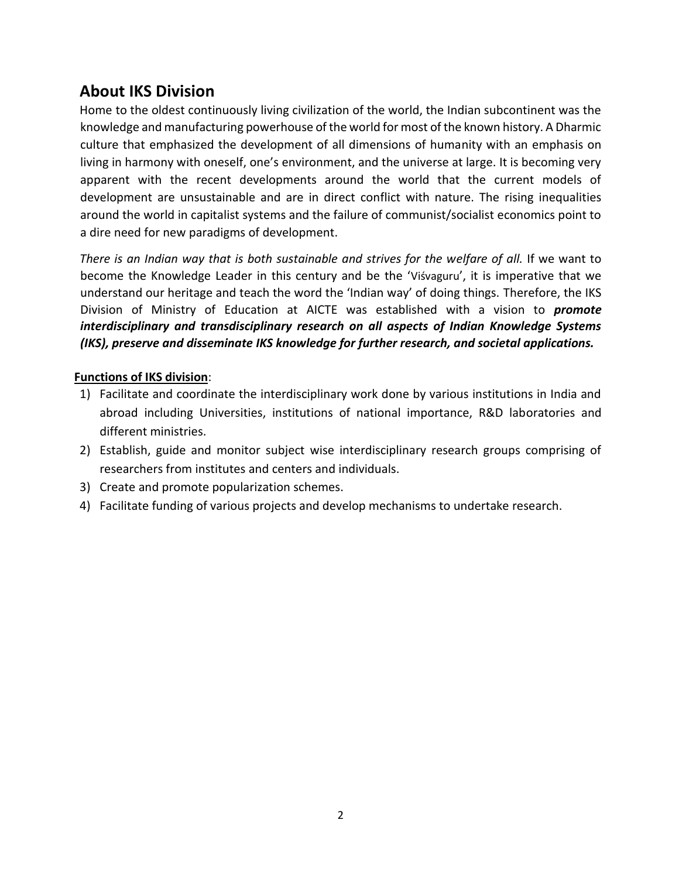## About IKS Division

Home to the oldest continuously living civilization of the world, the Indian subcontinent was the knowledge and manufacturing powerhouse of the world for most of the known history. A Dharmic culture that emphasized the development of all dimensions of humanity with an emphasis on living in harmony with oneself, one's environment, and the universe at large. It is becoming very apparent with the recent developments around the world that the current models of development are unsustainable and are in direct conflict with nature. The rising inequalities around the world in capitalist systems and the failure of communist/socialist economics point to a dire need for new paradigms of development.

*There is an Indian way that is both sustainable and strives for the welfare of all.* If we want to become the Knowledge Leader in this century and be the 'Viśvaguru', it is imperative that we understand our heritage and teach the word the 'Indian way' of doing things. Therefore, the IKS Division of Ministry of Education at AICTE was established with a vision to ***promote interdisciplinary and transdisciplinary research on all aspects of Indian Knowledge Systems (IKS), preserve and disseminate IKS knowledge for further research, and societal applications.***

**Functions of IKS division**:

1) Facilitate and coordinate the interdisciplinary work done by various institutions in India and abroad including Universities, institutions of national importance, R&D laboratories and different ministries.
2) Establish, guide and monitor subject wise interdisciplinary research groups comprising of researchers from institutes and centers and individuals.
3) Create and promote popularization schemes.
4) Facilitate funding of various projects and develop mechanisms to undertake research.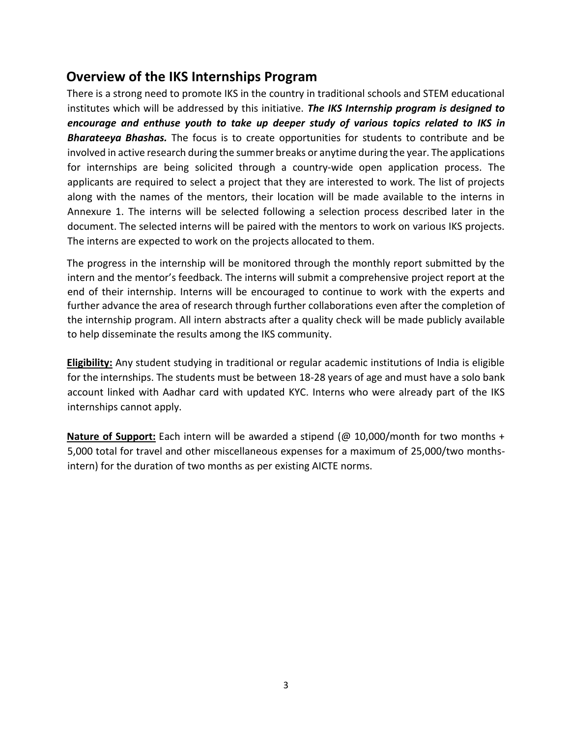## Overview of the IKS Internships Program

There is a strong need to promote IKS in the country in traditional schools and STEM educational institutes which will be addressed by this initiative. ***The IKS Internship program is designed to encourage and enthuse youth to take up deeper study of various topics related to IKS in Bharateeya Bhashas.*** The focus is to create opportunities for students to contribute and be involved in active research during the summer breaks or anytime during the year. The applications for internships are being solicited through a country-wide open application process. The applicants are required to select a project that they are interested to work. The list of projects along with the names of the mentors, their location will be made available to the interns in Annexure 1. The interns will be selected following a selection process described later in the document. The selected interns will be paired with the mentors to work on various IKS projects. The interns are expected to work on the projects allocated to them.

The progress in the internship will be monitored through the monthly report submitted by the intern and the mentor's feedback. The interns will submit a comprehensive project report at the end of their internship. Interns will be encouraged to continue to work with the experts and further advance the area of research through further collaborations even after the completion of the internship program. All intern abstracts after a quality check will be made publicly available to help disseminate the results among the IKS community.

**Eligibility:** Any student studying in traditional or regular academic institutions of India is eligible for the internships. The students must be between 18-28 years of age and must have a solo bank account linked with Aadhar card with updated KYC. Interns who were already part of the IKS internships cannot apply.

**Nature of Support:** Each intern will be awarded a stipend (@ 10,000/month for two months + 5,000 total for travel and other miscellaneous expenses for a maximum of 25,000/two months-intern) for the duration of two months as per existing AICTE norms.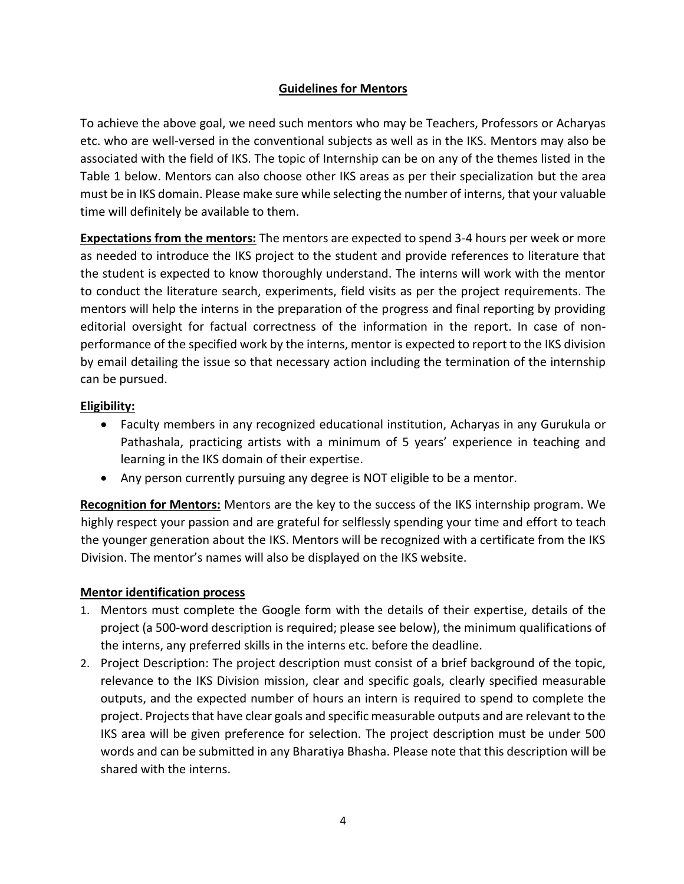## Guidelines for Mentors

To achieve the above goal, we need such mentors who may be Teachers, Professors or Acharyas etc. who are well-versed in the conventional subjects as well as in the IKS. Mentors may also be associated with the field of IKS. The topic of Internship can be on any of the themes listed in the Table 1 below. Mentors can also choose other IKS areas as per their specialization but the area must be in IKS domain. Please make sure while selecting the number of interns, that your valuable time will definitely be available to them.

**Expectations from the mentors:** The mentors are expected to spend 3-4 hours per week or more as needed to introduce the IKS project to the student and provide references to literature that the student is expected to know thoroughly understand. The interns will work with the mentor to conduct the literature search, experiments, field visits as per the project requirements. The mentors will help the interns in the preparation of the progress and final reporting by providing editorial oversight for factual correctness of the information in the report. In case of non-performance of the specified work by the interns, mentor is expected to report to the IKS division by email detailing the issue so that necessary action including the termination of the internship can be pursued.

**Eligibility:**

- Faculty members in any recognized educational institution, Acharyas in any Gurukula or Pathashala, practicing artists with a minimum of 5 years' experience in teaching and learning in the IKS domain of their expertise.
- Any person currently pursuing any degree is NOT eligible to be a mentor.

**Recognition for Mentors:** Mentors are the key to the success of the IKS internship program. We highly respect your passion and are grateful for selflessly spending your time and effort to teach the younger generation about the IKS. Mentors will be recognized with a certificate from the IKS Division. The mentor's names will also be displayed on the IKS website.

**Mentor identification process**

1. Mentors must complete the Google form with the details of their expertise, details of the project (a 500-word description is required; please see below), the minimum qualifications of the interns, any preferred skills in the interns etc. before the deadline.
2. Project Description: The project description must consist of a brief background of the topic, relevance to the IKS Division mission, clear and specific goals, clearly specified measurable outputs, and the expected number of hours an intern is required to spend to complete the project. Projects that have clear goals and specific measurable outputs and are relevant to the IKS area will be given preference for selection. The project description must be under 500 words and can be submitted in any Bharatiya Bhasha. Please note that this description will be shared with the interns.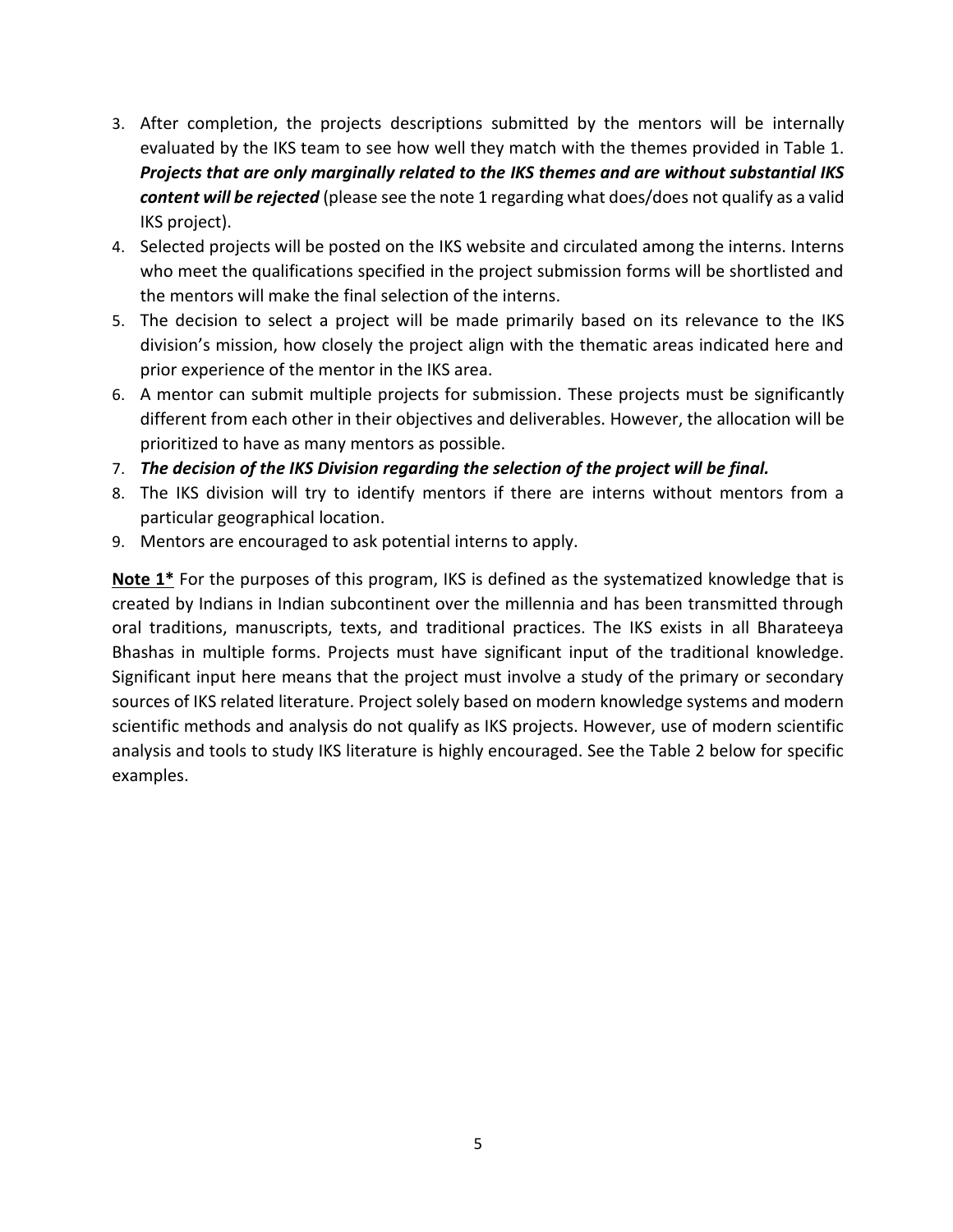3. After completion, the projects descriptions submitted by the mentors will be internally evaluated by the IKS team to see how well they match with the themes provided in Table 1. ***Projects that are only marginally related to the IKS themes and are without substantial IKS content will be rejected*** (please see the note 1 regarding what does/does not qualify as a valid IKS project).
4. Selected projects will be posted on the IKS website and circulated among the interns. Interns who meet the qualifications specified in the project submission forms will be shortlisted and the mentors will make the final selection of the interns.
5. The decision to select a project will be made primarily based on its relevance to the IKS division's mission, how closely the project align with the thematic areas indicated here and prior experience of the mentor in the IKS area.
6. A mentor can submit multiple projects for submission. These projects must be significantly different from each other in their objectives and deliverables. However, the allocation will be prioritized to have as many mentors as possible.
7. ***The decision of the IKS Division regarding the selection of the project will be final.***
8. The IKS division will try to identify mentors if there are interns without mentors from a particular geographical location.
9. Mentors are encouraged to ask potential interns to apply.

**Note 1*** For the purposes of this program, IKS is defined as the systematized knowledge that is created by Indians in Indian subcontinent over the millennia and has been transmitted through oral traditions, manuscripts, texts, and traditional practices. The IKS exists in all Bharateeya Bhashas in multiple forms. Projects must have significant input of the traditional knowledge. Significant input here means that the project must involve a study of the primary or secondary sources of IKS related literature. Project solely based on modern knowledge systems and modern scientific methods and analysis do not qualify as IKS projects. However, use of modern scientific analysis and tools to study IKS literature is highly encouraged. See the Table 2 below for specific examples.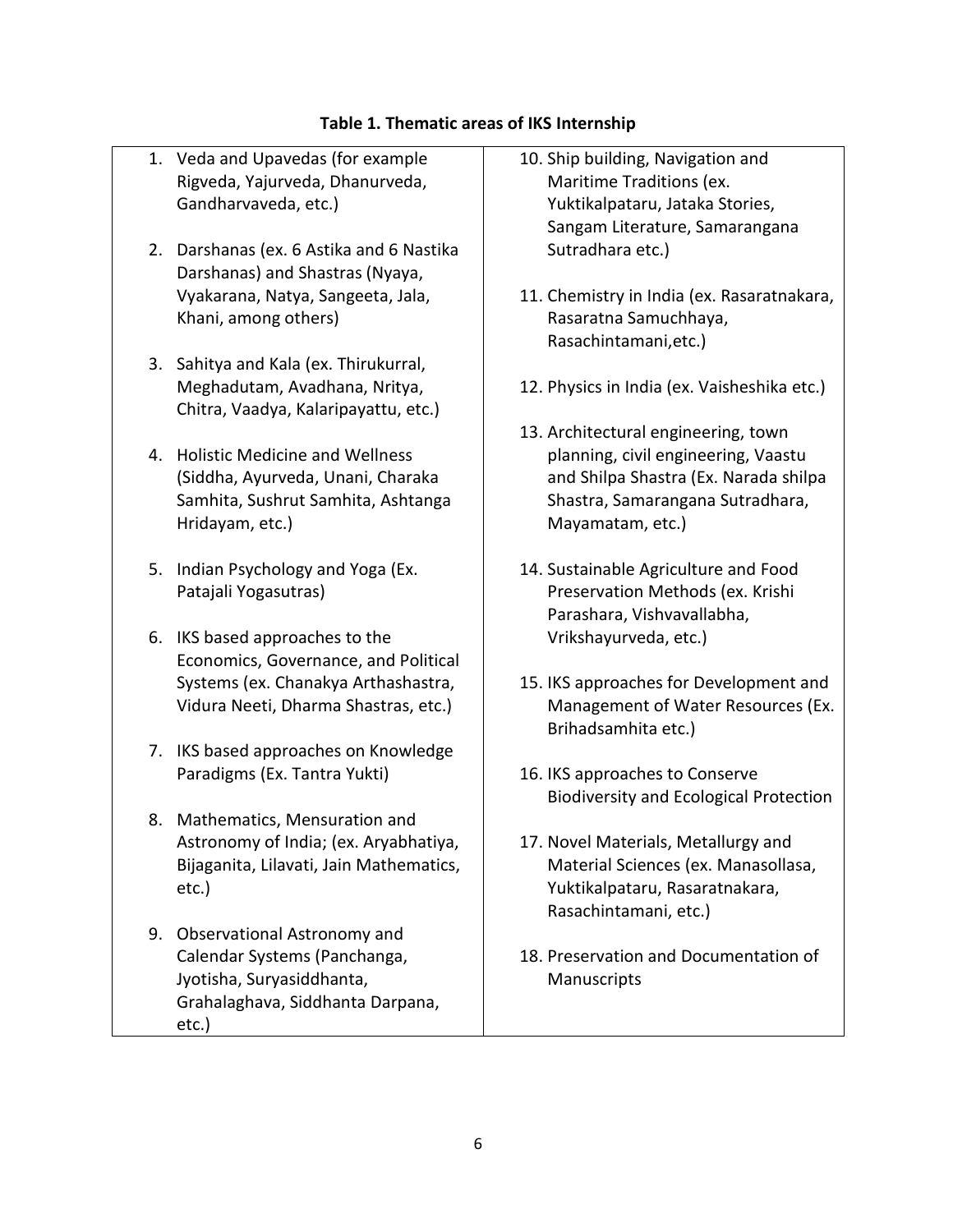**Table 1. Thematic areas of IKS Internship**

1. Veda and Upavedas (for example Rigveda, Yajurveda, Dhanurveda, Gandharvaveda, etc.)
2. Darshanas (ex. 6 Astika and 6 Nastika Darshanas) and Shastras (Nyaya, Vyakarana, Natya, Sangeeta, Jala, Khani, among others)
3. Sahitya and Kala (ex. Thirukurral, Meghadutam, Avadhana, Nritya, Chitra, Vaadya, Kalaripayattu, etc.)
4. Holistic Medicine and Wellness (Siddha, Ayurveda, Unani, Charaka Samhita, Sushrut Samhita, Ashtanga Hridayam, etc.)
5. Indian Psychology and Yoga (Ex. Patajali Yogasutras)
6. IKS based approaches to the Economics, Governance, and Political Systems (ex. Chanakya Arthashastra, Vidura Neeti, Dharma Shastras, etc.)
7. IKS based approaches on Knowledge Paradigms (Ex. Tantra Yukti)
8. Mathematics, Mensuration and Astronomy of India; (ex. Aryabhatiya, Bijaganita, Lilavati, Jain Mathematics, etc.)
9. Observational Astronomy and Calendar Systems (Panchanga, Jyotisha, Suryasiddhanta, Grahalaghava, Siddhanta Darpana, etc.)
10. Ship building, Navigation and Maritime Traditions (ex. Yuktikalpataru, Jataka Stories, Sangam Literature, Samarangana Sutradhara etc.)
11. Chemistry in India (ex. Rasaratnakara, Rasaratna Samuchhaya, Rasachintamani,etc.)
12. Physics in India (ex. Vaisheshika etc.)
13. Architectural engineering, town planning, civil engineering, Vaastu and Shilpa Shastra (Ex. Narada shilpa Shastra, Samarangana Sutradhara, Mayamatam, etc.)
14. Sustainable Agriculture and Food Preservation Methods (ex. Krishi Parashara, Vishvavallabha, Vrikshayurveda, etc.)
15. IKS approaches for Development and Management of Water Resources (Ex. Brihadsamhita etc.)
16. IKS approaches to Conserve Biodiversity and Ecological Protection
17. Novel Materials, Metallurgy and Material Sciences (ex. Manasollasa, Yuktikalpataru, Rasaratnakara, Rasachintamani, etc.)
18. Preservation and Documentation of Manuscripts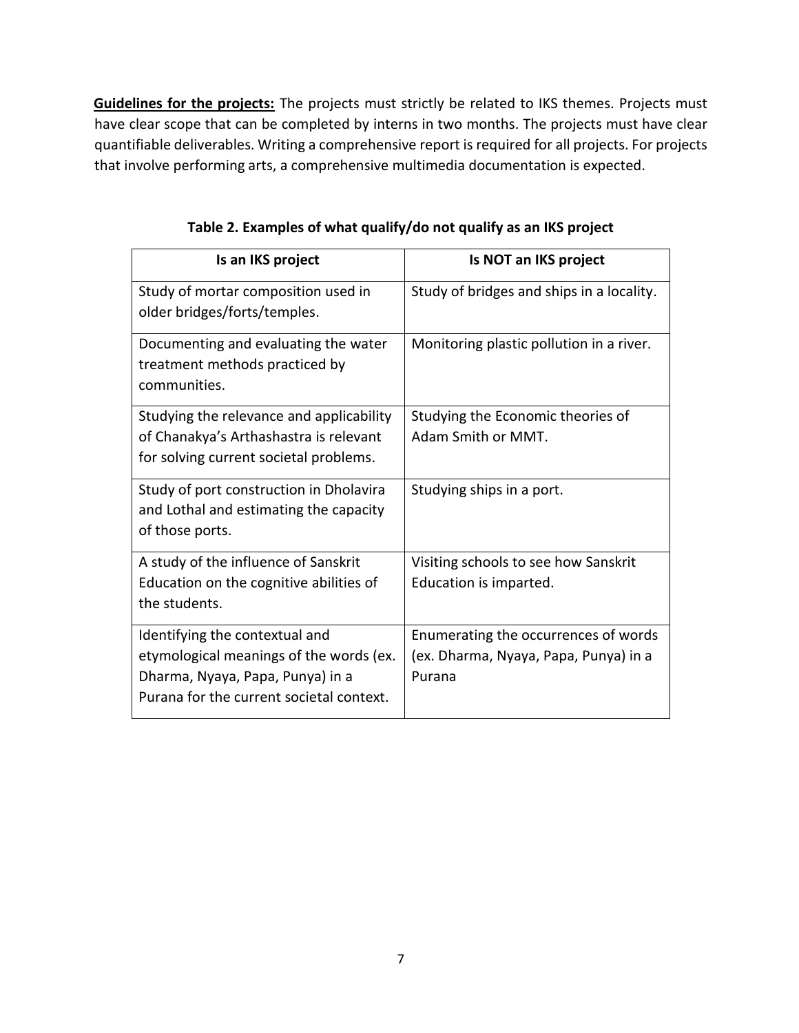**<u>Guidelines for the projects:</u>** The projects must strictly be related to IKS themes. Projects must have clear scope that can be completed by interns in two months. The projects must have clear quantifiable deliverables. Writing a comprehensive report is required for all projects. For projects that involve performing arts, a comprehensive multimedia documentation is expected.

**Table 2. Examples of what qualify/do not qualify as an IKS project**

| Is an IKS project | Is NOT an IKS project |
|---|---|
| Study of mortar composition used in older bridges/forts/temples. | Study of bridges and ships in a locality. |
| Documenting and evaluating the water treatment methods practiced by communities. | Monitoring plastic pollution in a river. |
| Studying the relevance and applicability of Chanakya's Arthashastra is relevant for solving current societal problems. | Studying the Economic theories of Adam Smith or MMT. |
| Study of port construction in Dholavira and Lothal and estimating the capacity of those ports. | Studying ships in a port. |
| A study of the influence of Sanskrit Education on the cognitive abilities of the students. | Visiting schools to see how Sanskrit Education is imparted. |
| Identifying the contextual and etymological meanings of the words (ex. Dharma, Nyaya, Papa, Punya) in a Purana for the current societal context. | Enumerating the occurrences of words (ex. Dharma, Nyaya, Papa, Punya) in a Purana |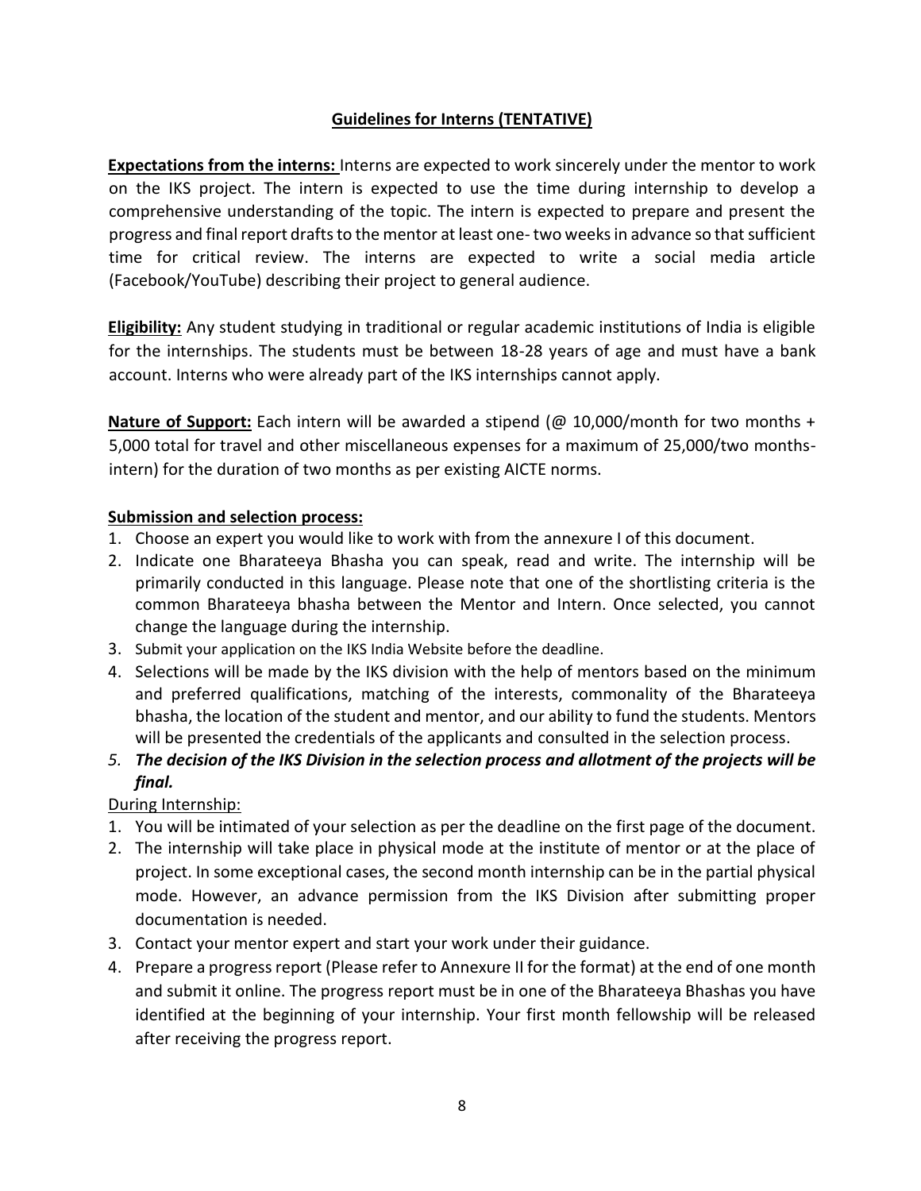## Guidelines for Interns (TENTATIVE)

**Expectations from the interns:** Interns are expected to work sincerely under the mentor to work on the IKS project. The intern is expected to use the time during internship to develop a comprehensive understanding of the topic. The intern is expected to prepare and present the progress and final report drafts to the mentor at least one- two weeks in advance so that sufficient time for critical review. The interns are expected to write a social media article (Facebook/YouTube) describing their project to general audience.

**Eligibility:** Any student studying in traditional or regular academic institutions of India is eligible for the internships. The students must be between 18-28 years of age and must have a bank account. Interns who were already part of the IKS internships cannot apply.

**Nature of Support:** Each intern will be awarded a stipend (@ 10,000/month for two months + 5,000 total for travel and other miscellaneous expenses for a maximum of 25,000/two months-intern) for the duration of two months as per existing AICTE norms.

**Submission and selection process:**

1. Choose an expert you would like to work with from the annexure I of this document.
2. Indicate one Bharateeya Bhasha you can speak, read and write. The internship will be primarily conducted in this language. Please note that one of the shortlisting criteria is the common Bharateeya bhasha between the Mentor and Intern. Once selected, you cannot change the language during the internship.
3. Submit your application on the IKS India Website before the deadline.
4. Selections will be made by the IKS division with the help of mentors based on the minimum and preferred qualifications, matching of the interests, commonality of the Bharateeya bhasha, the location of the student and mentor, and our ability to fund the students. Mentors will be presented the credentials of the applicants and consulted in the selection process.
5. ***The decision of the IKS Division in the selection process and allotment of the projects will be final.***

During Internship:

1. You will be intimated of your selection as per the deadline on the first page of the document.
2. The internship will take place in physical mode at the institute of mentor or at the place of project. In some exceptional cases, the second month internship can be in the partial physical mode. However, an advance permission from the IKS Division after submitting proper documentation is needed.
3. Contact your mentor expert and start your work under their guidance.
4. Prepare a progress report (Please refer to Annexure II for the format) at the end of one month and submit it online. The progress report must be in one of the Bharateeya Bhashas you have identified at the beginning of your internship. Your first month fellowship will be released after receiving the progress report.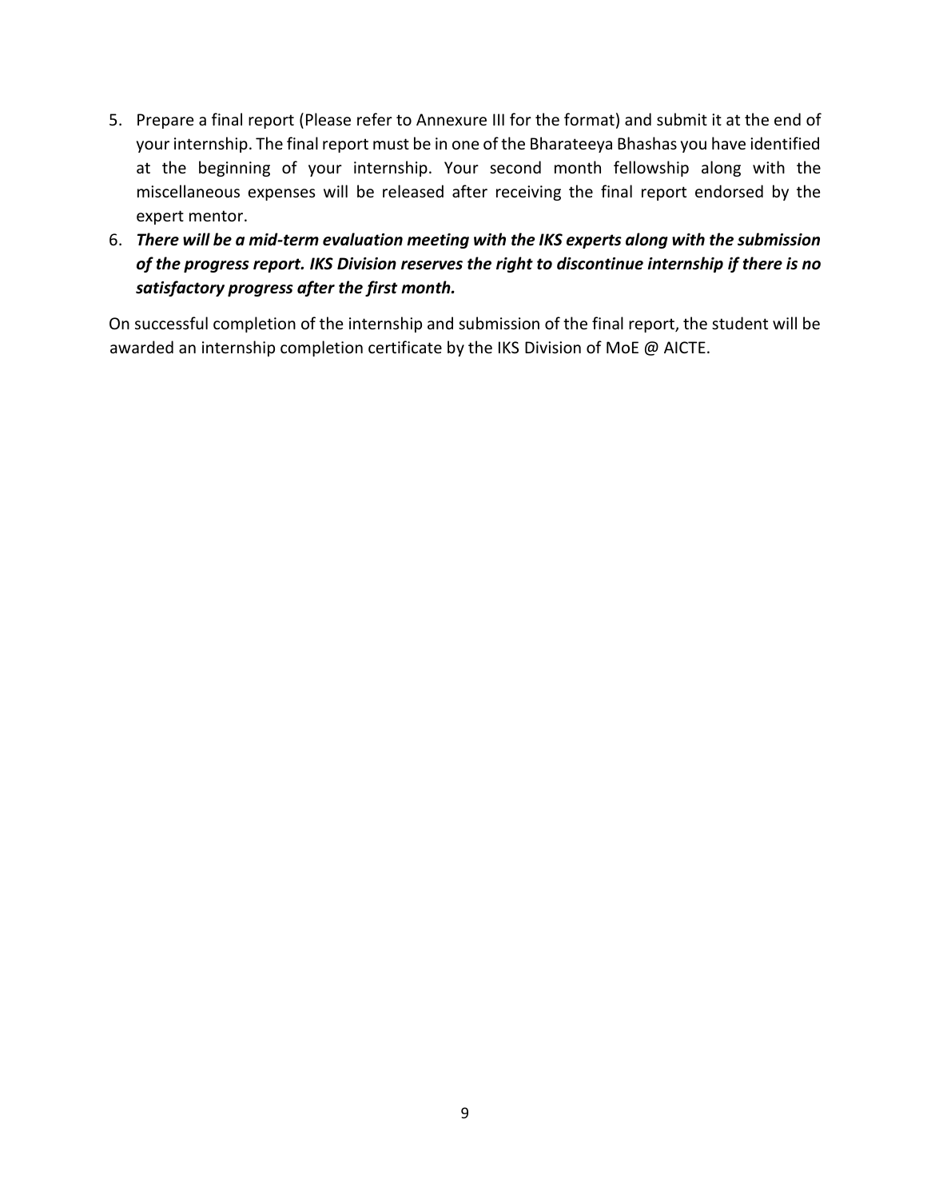5. Prepare a final report (Please refer to Annexure III for the format) and submit it at the end of your internship. The final report must be in one of the Bharateeya Bhashas you have identified at the beginning of your internship. Your second month fellowship along with the miscellaneous expenses will be released after receiving the final report endorsed by the expert mentor.
6. ***There will be a mid-term evaluation meeting with the IKS experts along with the submission of the progress report. IKS Division reserves the right to discontinue internship if there is no satisfactory progress after the first month.***

On successful completion of the internship and submission of the final report, the student will be awarded an internship completion certificate by the IKS Division of MoE @ AICTE.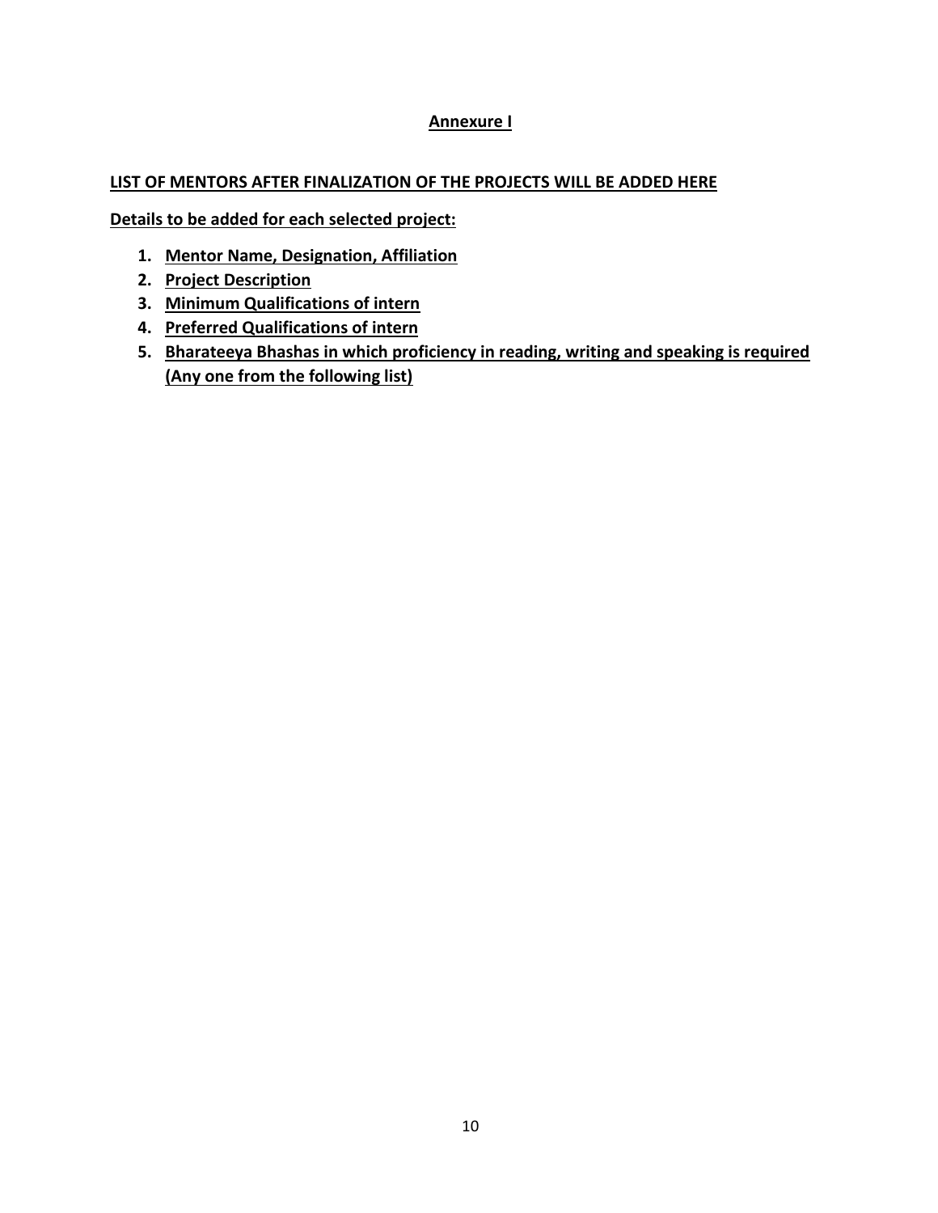## Annexure I

**LIST OF MENTORS AFTER FINALIZATION OF THE PROJECTS WILL BE ADDED HERE**

**Details to be added for each selected project:**

1. **Mentor Name, Designation, Affiliation**
2. **Project Description**
3. **Minimum Qualifications of intern**
4. **Preferred Qualifications of intern**
5. **Bharateeya Bhashas in which proficiency in reading, writing and speaking is required (Any one from the following list)**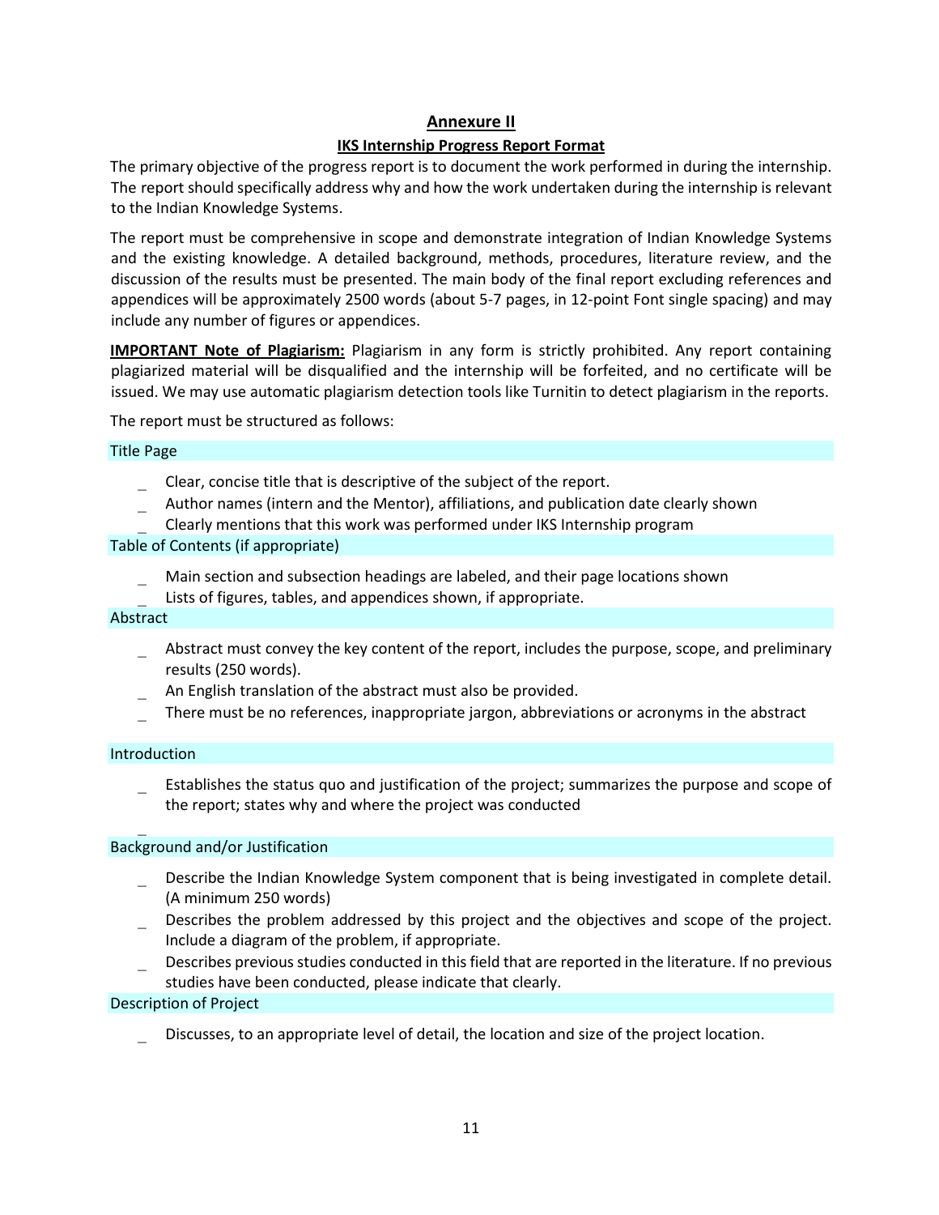## Annexure II

### IKS Internship Progress Report Format

The primary objective of the progress report is to document the work performed in during the internship. The report should specifically address why and how the work undertaken during the internship is relevant to the Indian Knowledge Systems.

The report must be comprehensive in scope and demonstrate integration of Indian Knowledge Systems and the existing knowledge. A detailed background, methods, procedures, literature review, and the discussion of the results must be presented. The main body of the final report excluding references and appendices will be approximately 2500 words (about 5-7 pages, in 12-point Font single spacing) and may include any number of figures or appendices.

**IMPORTANT Note of Plagiarism:** Plagiarism in any form is strictly prohibited. Any report containing plagiarized material will be disqualified and the internship will be forfeited, and no certificate will be issued. We may use automatic plagiarism detection tools like Turnitin to detect plagiarism in the reports.

The report must be structured as follows:

**Title Page**

- Clear, concise title that is descriptive of the subject of the report.
- Author names (intern and the Mentor), affiliations, and publication date clearly shown
- Clearly mentions that this work was performed under IKS Internship program

**Table of Contents (if appropriate)**

- Main section and subsection headings are labeled, and their page locations shown
- Lists of figures, tables, and appendices shown, if appropriate.

**Abstract**

- Abstract must convey the key content of the report, includes the purpose, scope, and preliminary results (250 words).
- An English translation of the abstract must also be provided.
- There must be no references, inappropriate jargon, abbreviations or acronyms in the abstract

**Introduction**

- Establishes the status quo and justification of the project; summarizes the purpose and scope of the report; states why and where the project was conducted

**Background and/or Justification**

- Describe the Indian Knowledge System component that is being investigated in complete detail. (A minimum 250 words)
- Describes the problem addressed by this project and the objectives and scope of the project. Include a diagram of the problem, if appropriate.
- Describes previous studies conducted in this field that are reported in the literature. If no previous studies have been conducted, please indicate that clearly.

**Description of Project**

- Discusses, to an appropriate level of detail, the location and size of the project location.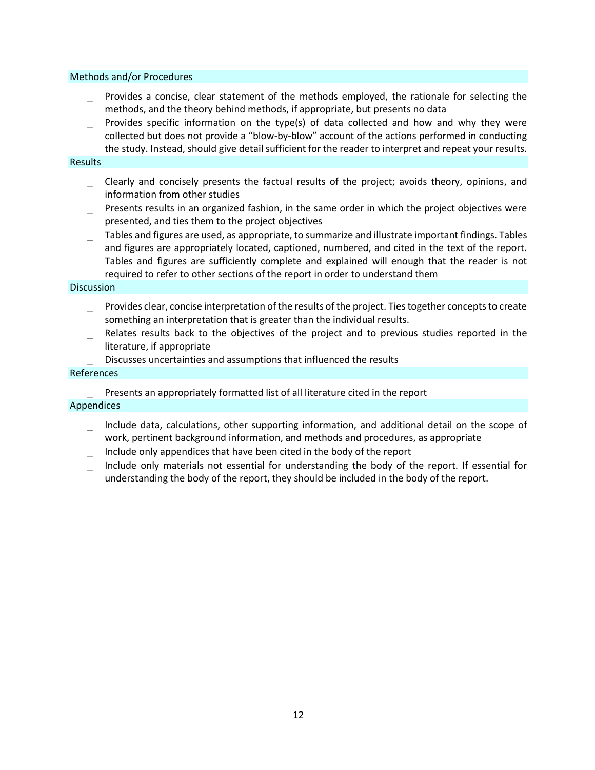## Methods and/or Procedures

- Provides a concise, clear statement of the methods employed, the rationale for selecting the methods, and the theory behind methods, if appropriate, but presents no data
- Provides specific information on the type(s) of data collected and how and why they were collected but does not provide a "blow-by-blow" account of the actions performed in conducting the study. Instead, should give detail sufficient for the reader to interpret and repeat your results.

## Results

- Clearly and concisely presents the factual results of the project; avoids theory, opinions, and information from other studies
- Presents results in an organized fashion, in the same order in which the project objectives were presented, and ties them to the project objectives
- Tables and figures are used, as appropriate, to summarize and illustrate important findings. Tables and figures are appropriately located, captioned, numbered, and cited in the text of the report. Tables and figures are sufficiently complete and explained will enough that the reader is not required to refer to other sections of the report in order to understand them

## Discussion

- Provides clear, concise interpretation of the results of the project. Ties together concepts to create something an interpretation that is greater than the individual results.
- Relates results back to the objectives of the project and to previous studies reported in the literature, if appropriate
- Discusses uncertainties and assumptions that influenced the results

## References

- Presents an appropriately formatted list of all literature cited in the report

## Appendices

- Include data, calculations, other supporting information, and additional detail on the scope of work, pertinent background information, and methods and procedures, as appropriate
- Include only appendices that have been cited in the body of the report
- Include only materials not essential for understanding the body of the report. If essential for understanding the body of the report, they should be included in the body of the report.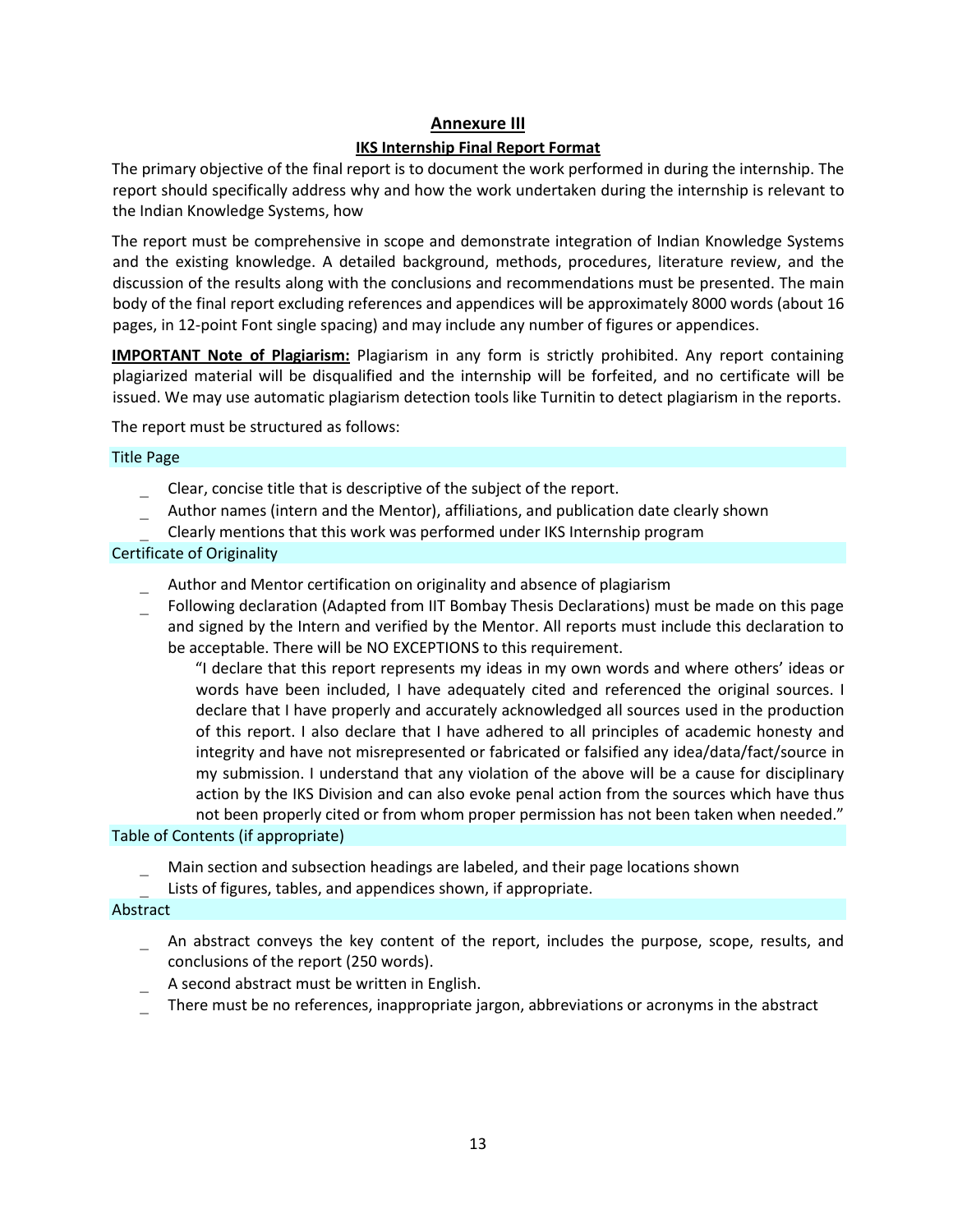## Annexure III

### IKS Internship Final Report Format

The primary objective of the final report is to document the work performed in during the internship. The report should specifically address why and how the work undertaken during the internship is relevant to the Indian Knowledge Systems, how

The report must be comprehensive in scope and demonstrate integration of Indian Knowledge Systems and the existing knowledge. A detailed background, methods, procedures, literature review, and the discussion of the results along with the conclusions and recommendations must be presented. The main body of the final report excluding references and appendices will be approximately 8000 words (about 16 pages, in 12-point Font single spacing) and may include any number of figures or appendices.

**IMPORTANT Note of Plagiarism:** Plagiarism in any form is strictly prohibited. Any report containing plagiarized material will be disqualified and the internship will be forfeited, and no certificate will be issued. We may use automatic plagiarism detection tools like Turnitin to detect plagiarism in the reports.

The report must be structured as follows:

#### Title Page

- Clear, concise title that is descriptive of the subject of the report.
- Author names (intern and the Mentor), affiliations, and publication date clearly shown
- Clearly mentions that this work was performed under IKS Internship program

#### Certificate of Originality

- Author and Mentor certification on originality and absence of plagiarism
- Following declaration (Adapted from IIT Bombay Thesis Declarations) must be made on this page and signed by the Intern and verified by the Mentor. All reports must include this declaration to be acceptable. There will be NO EXCEPTIONS to this requirement.

  "I declare that this report represents my ideas in my own words and where others' ideas or words have been included, I have adequately cited and referenced the original sources. I declare that I have properly and accurately acknowledged all sources used in the production of this report. I also declare that I have adhered to all principles of academic honesty and integrity and have not misrepresented or fabricated or falsified any idea/data/fact/source in my submission. I understand that any violation of the above will be a cause for disciplinary action by the IKS Division and can also evoke penal action from the sources which have thus not been properly cited or from whom proper permission has not been taken when needed."

#### Table of Contents (if appropriate)

- Main section and subsection headings are labeled, and their page locations shown
- Lists of figures, tables, and appendices shown, if appropriate.

#### Abstract

- An abstract conveys the key content of the report, includes the purpose, scope, results, and conclusions of the report (250 words).
- A second abstract must be written in English.
- There must be no references, inappropriate jargon, abbreviations or acronyms in the abstract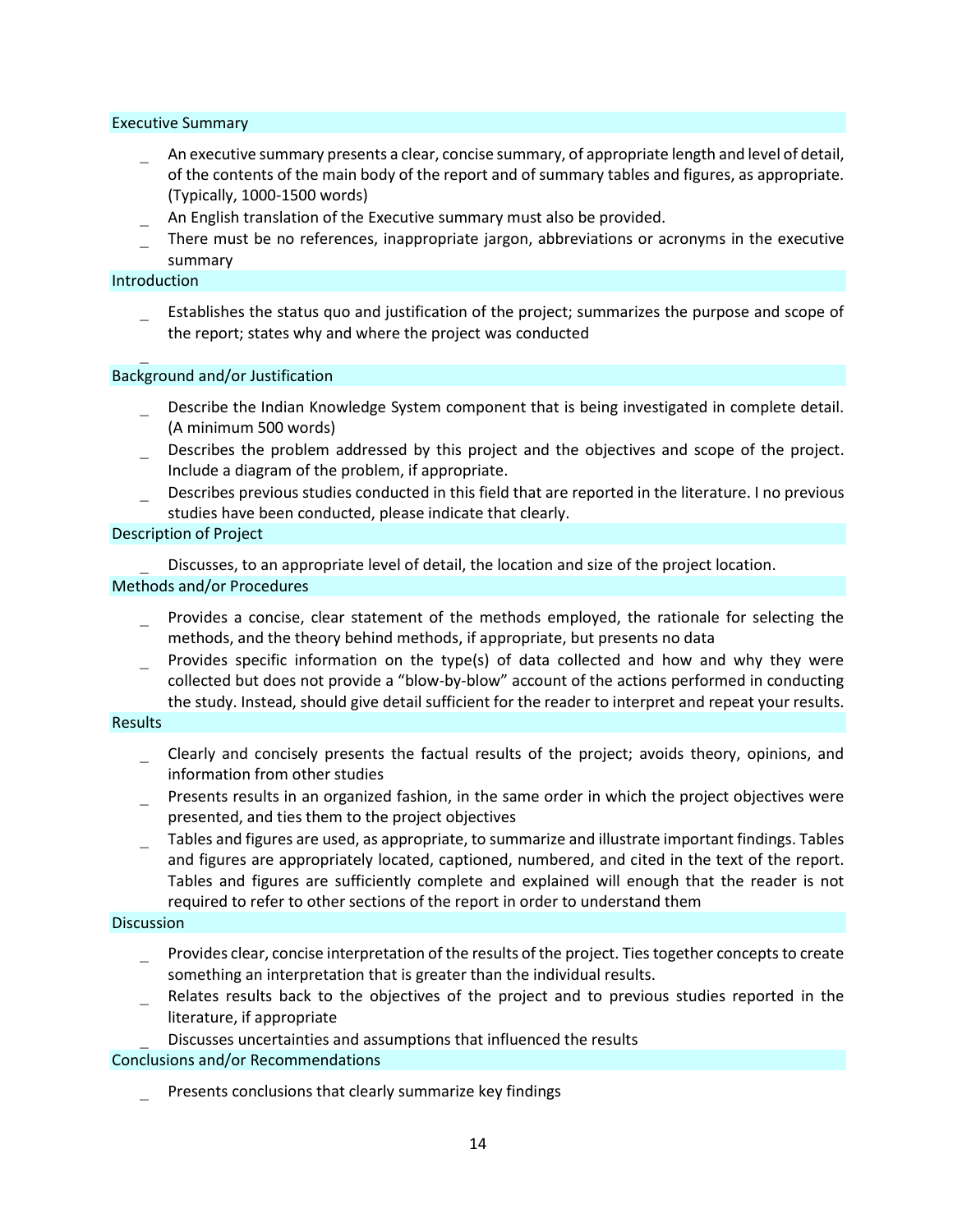### Executive Summary

- An executive summary presents a clear, concise summary, of appropriate length and level of detail, of the contents of the main body of the report and of summary tables and figures, as appropriate. (Typically, 1000-1500 words)
- An English translation of the Executive summary must also be provided.
- There must be no references, inappropriate jargon, abbreviations or acronyms in the executive summary

### Introduction

- Establishes the status quo and justification of the project; summarizes the purpose and scope of the report; states why and where the project was conducted

### Background and/or Justification

- Describe the Indian Knowledge System component that is being investigated in complete detail. (A minimum 500 words)
- Describes the problem addressed by this project and the objectives and scope of the project. Include a diagram of the problem, if appropriate.
- Describes previous studies conducted in this field that are reported in the literature. I no previous studies have been conducted, please indicate that clearly.

### Description of Project

- Discusses, to an appropriate level of detail, the location and size of the project location.

### Methods and/or Procedures

- Provides a concise, clear statement of the methods employed, the rationale for selecting the methods, and the theory behind methods, if appropriate, but presents no data
- Provides specific information on the type(s) of data collected and how and why they were collected but does not provide a "blow-by-blow" account of the actions performed in conducting the study. Instead, should give detail sufficient for the reader to interpret and repeat your results.

### Results

- Clearly and concisely presents the factual results of the project; avoids theory, opinions, and information from other studies
- Presents results in an organized fashion, in the same order in which the project objectives were presented, and ties them to the project objectives
- Tables and figures are used, as appropriate, to summarize and illustrate important findings. Tables and figures are appropriately located, captioned, numbered, and cited in the text of the report. Tables and figures are sufficiently complete and explained will enough that the reader is not required to refer to other sections of the report in order to understand them

### Discussion

- Provides clear, concise interpretation of the results of the project. Ties together concepts to create something an interpretation that is greater than the individual results.
- Relates results back to the objectives of the project and to previous studies reported in the literature, if appropriate
- Discusses uncertainties and assumptions that influenced the results

### Conclusions and/or Recommendations

- Presents conclusions that clearly summarize key findings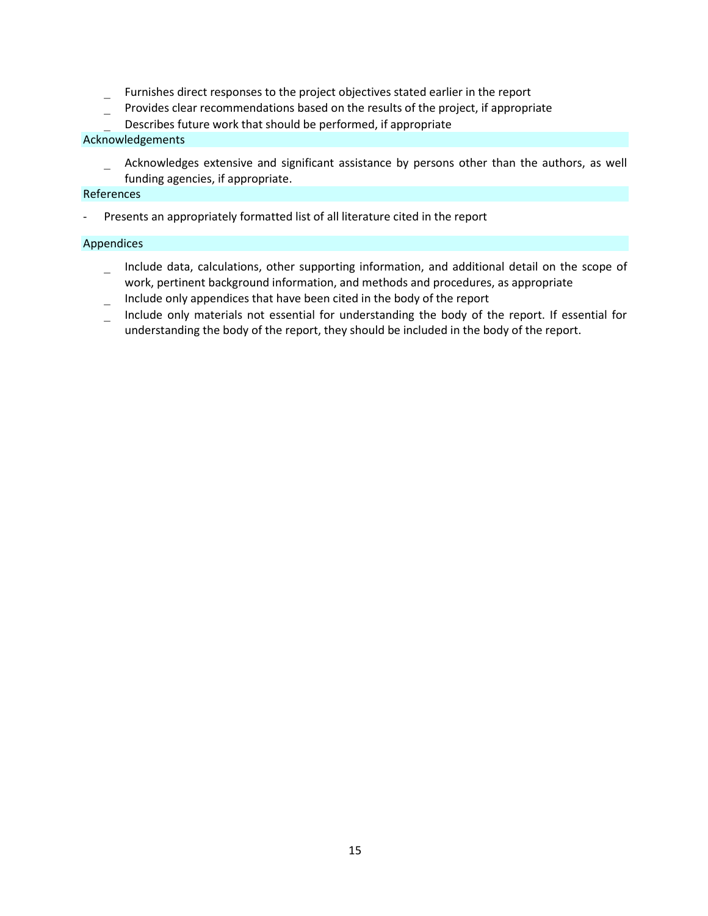- Furnishes direct responses to the project objectives stated earlier in the report
- Provides clear recommendations based on the results of the project, if appropriate
- Describes future work that should be performed, if appropriate

## Acknowledgements

- Acknowledges extensive and significant assistance by persons other than the authors, as well funding agencies, if appropriate.

## References

- Presents an appropriately formatted list of all literature cited in the report

## Appendices

- Include data, calculations, other supporting information, and additional detail on the scope of work, pertinent background information, and methods and procedures, as appropriate
- Include only appendices that have been cited in the body of the report
- Include only materials not essential for understanding the body of the report. If essential for understanding the body of the report, they should be included in the body of the report.